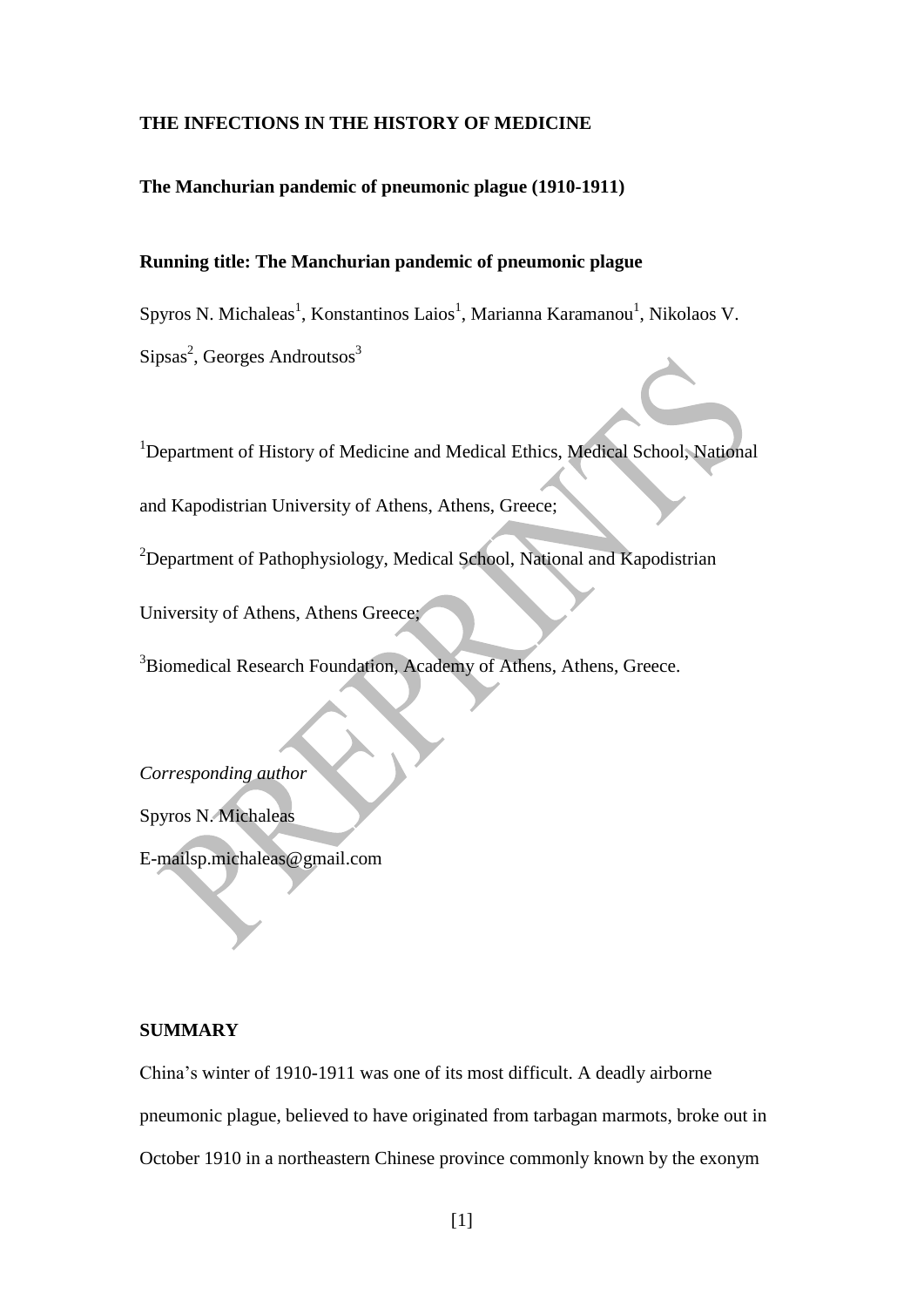**THE INFECTIONS IN THE HISTORY OF MEDICINE**

**The Manchurian pandemic of pneumonic plague (1910-1911)**

**Running title: The Manchurian pandemic of pneumonic plague**

Spyros N. Michaleas[1], Konstantinos Laios[1], Marianna Karamanou[1], Nikolaos V. Sipsas[2], Georges Androutsos[3]

[1]Department of History of Medicine and Medical Ethics, Medical School, National and Kapodistrian University of Athens, Athens, Greece;

[2]Department of Pathophysiology, Medical School, National and Kapodistrian University of Athens, Athens Greece;

[3]Biomedical Research Foundation, Academy of Athens, Athens, Greece.

*Corresponding author*

Spyros N. Michaleas

E-mailsp.michaleas@gmail.com

**SUMMARY**

China's winter of 1910-1911 was one of its most difficult. A deadly airborne pneumonic plague, believed to have originated from tarbagan marmots, broke out in October 1910 in a northeastern Chinese province commonly known by the exonym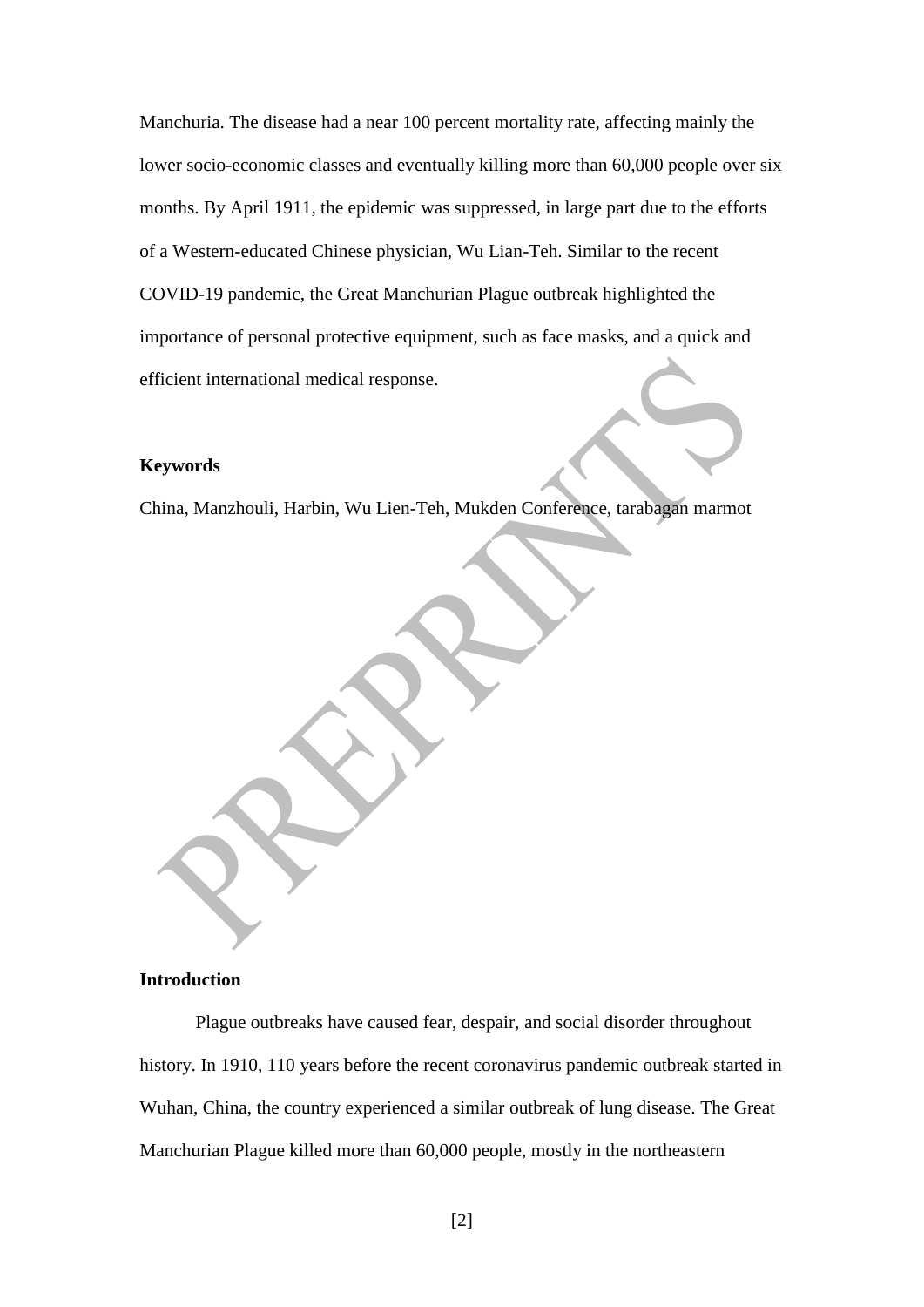Manchuria. The disease had a near 100 percent mortality rate, affecting mainly the lower socio-economic classes and eventually killing more than 60,000 people over six months. By April 1911, the epidemic was suppressed, in large part due to the efforts of a Western-educated Chinese physician, Wu Lian-Teh. Similar to the recent COVID-19 pandemic, the Great Manchurian Plague outbreak highlighted the importance of personal protective equipment, such as face masks, and a quick and efficient international medical response.

**Keywords**

China, Manzhouli, Harbin, Wu Lien-Teh, Mukden Conference, tarabagan marmot

**Introduction**

Plague outbreaks have caused fear, despair, and social disorder throughout history. In 1910, 110 years before the recent coronavirus pandemic outbreak started in Wuhan, China, the country experienced a similar outbreak of lung disease. The Great Manchurian Plague killed more than 60,000 people, mostly in the northeastern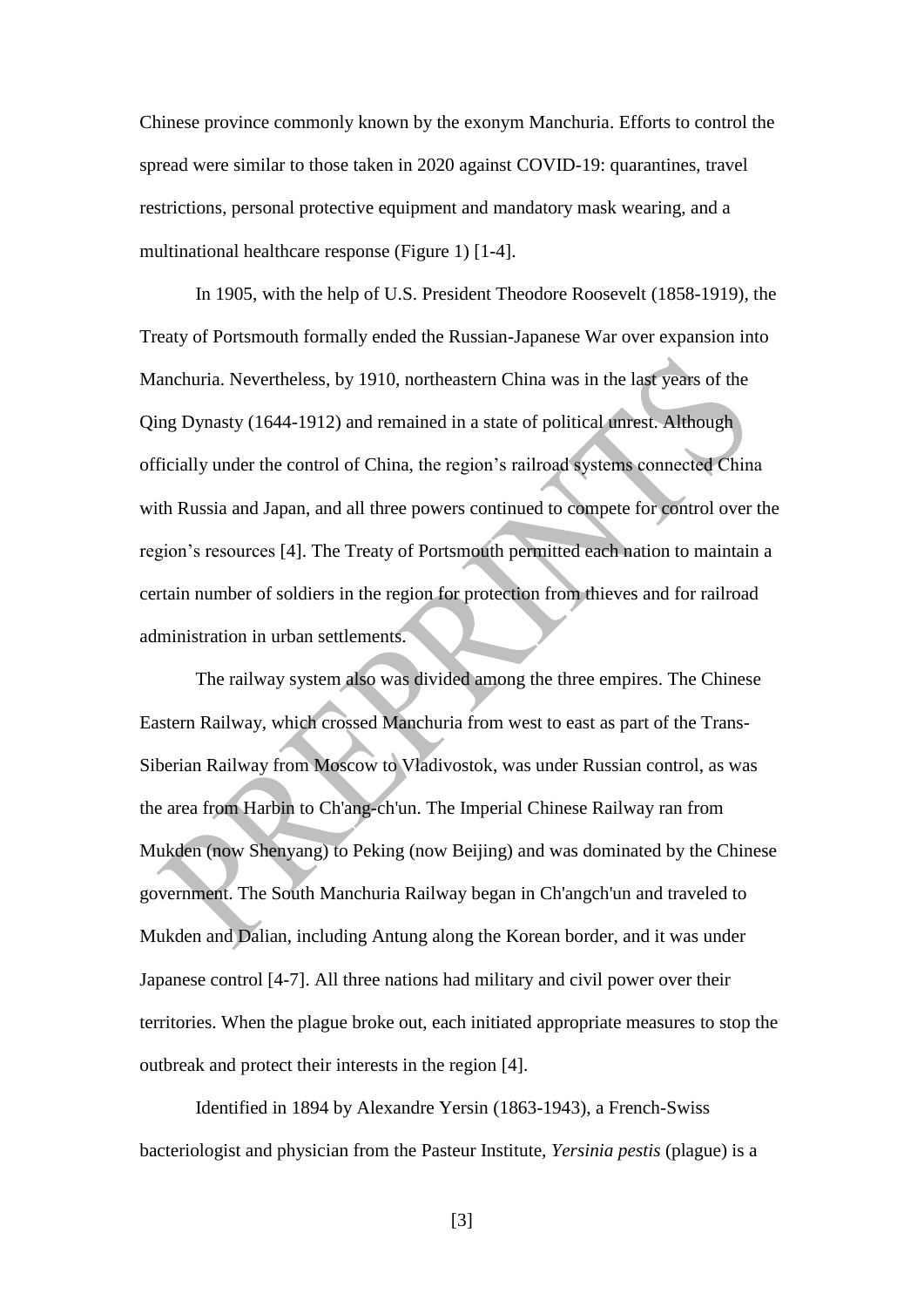Chinese province commonly known by the exonym Manchuria. Efforts to control the spread were similar to those taken in 2020 against COVID-19: quarantines, travel restrictions, personal protective equipment and mandatory mask wearing, and a multinational healthcare response (Figure 1) [1-4].

In 1905, with the help of U.S. President Theodore Roosevelt (1858-1919), the Treaty of Portsmouth formally ended the Russian-Japanese War over expansion into Manchuria. Nevertheless, by 1910, northeastern China was in the last years of the Qing Dynasty (1644-1912) and remained in a state of political unrest. Although officially under the control of China, the region's railroad systems connected China with Russia and Japan, and all three powers continued to compete for control over the region's resources [4]. The Treaty of Portsmouth permitted each nation to maintain a certain number of soldiers in the region for protection from thieves and for railroad administration in urban settlements.

The railway system also was divided among the three empires. The Chinese Eastern Railway, which crossed Manchuria from west to east as part of the Trans-Siberian Railway from Moscow to Vladivostok, was under Russian control, as was the area from Harbin to Ch'ang-ch'un. The Imperial Chinese Railway ran from Mukden (now Shenyang) to Peking (now Beijing) and was dominated by the Chinese government. The South Manchuria Railway began in Ch'angch'un and traveled to Mukden and Dalian, including Antung along the Korean border, and it was under Japanese control [4-7]. All three nations had military and civil power over their territories. When the plague broke out, each initiated appropriate measures to stop the outbreak and protect their interests in the region [4].

Identified in 1894 by Alexandre Yersin (1863-1943), a French-Swiss bacteriologist and physician from the Pasteur Institute, *Yersinia pestis* (plague) is a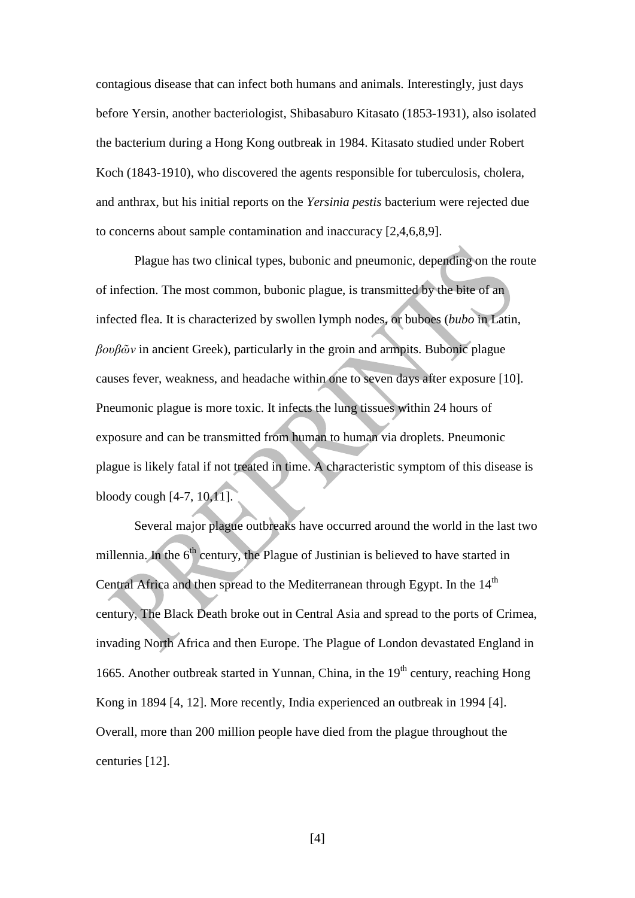contagious disease that can infect both humans and animals. Interestingly, just days before Yersin, another bacteriologist, Shibasaburo Kitasato (1853-1931), also isolated the bacterium during a Hong Kong outbreak in 1984. Kitasato studied under Robert Koch (1843-1910), who discovered the agents responsible for tuberculosis, cholera, and anthrax, but his initial reports on the *Yersinia pestis* bacterium were rejected due to concerns about sample contamination and inaccuracy [2,4,6,8,9].

Plague has two clinical types, bubonic and pneumonic, depending on the route of infection. The most common, bubonic plague, is transmitted by the bite of an infected flea. It is characterized by swollen lymph nodes, or buboes (*bubo* in Latin, *βουβῶν* in ancient Greek), particularly in the groin and armpits. Bubonic plague causes fever, weakness, and headache within one to seven days after exposure [10]. Pneumonic plague is more toxic. It infects the lung tissues within 24 hours of exposure and can be transmitted from human to human via droplets. Pneumonic plague is likely fatal if not treated in time. A characteristic symptom of this disease is bloody cough [4-7, 10,11].

Several major plague outbreaks have occurred around the world in the last two millennia. In the 6th century, the Plague of Justinian is believed to have started in Central Africa and then spread to the Mediterranean through Egypt. In the 14th century, The Black Death broke out in Central Asia and spread to the ports of Crimea, invading North Africa and then Europe. The Plague of London devastated England in 1665. Another outbreak started in Yunnan, China, in the 19th century, reaching Hong Kong in 1894 [4, 12]. More recently, India experienced an outbreak in 1994 [4]. Overall, more than 200 million people have died from the plague throughout the centuries [12].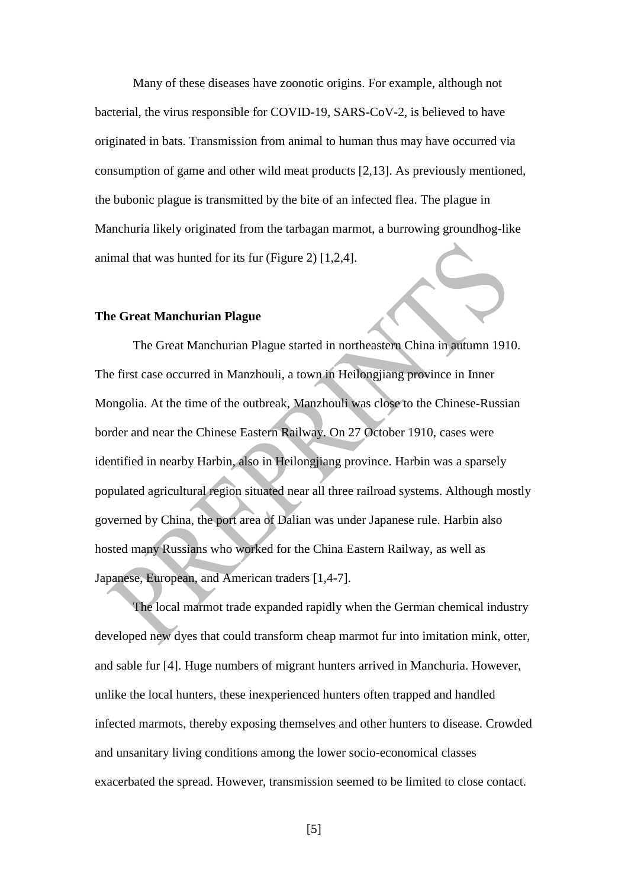Many of these diseases have zoonotic origins. For example, although not bacterial, the virus responsible for COVID-19, SARS-CoV-2, is believed to have originated in bats. Transmission from animal to human thus may have occurred via consumption of game and other wild meat products [2,13]. As previously mentioned, the bubonic plague is transmitted by the bite of an infected flea. The plague in Manchuria likely originated from the tarbagan marmot, a burrowing groundhog-like animal that was hunted for its fur (Figure 2) [1,2,4].

## The Great Manchurian Plague

The Great Manchurian Plague started in northeastern China in autumn 1910. The first case occurred in Manzhouli, a town in Heilongjiang province in Inner Mongolia. At the time of the outbreak, Manzhouli was close to the Chinese-Russian border and near the Chinese Eastern Railway. On 27 October 1910, cases were identified in nearby Harbin, also in Heilongjiang province. Harbin was a sparsely populated agricultural region situated near all three railroad systems. Although mostly governed by China, the port area of Dalian was under Japanese rule. Harbin also hosted many Russians who worked for the China Eastern Railway, as well as Japanese, European, and American traders [1,4-7].

The local marmot trade expanded rapidly when the German chemical industry developed new dyes that could transform cheap marmot fur into imitation mink, otter, and sable fur [4]. Huge numbers of migrant hunters arrived in Manchuria. However, unlike the local hunters, these inexperienced hunters often trapped and handled infected marmots, thereby exposing themselves and other hunters to disease. Crowded and unsanitary living conditions among the lower socio-economical classes exacerbated the spread. However, transmission seemed to be limited to close contact.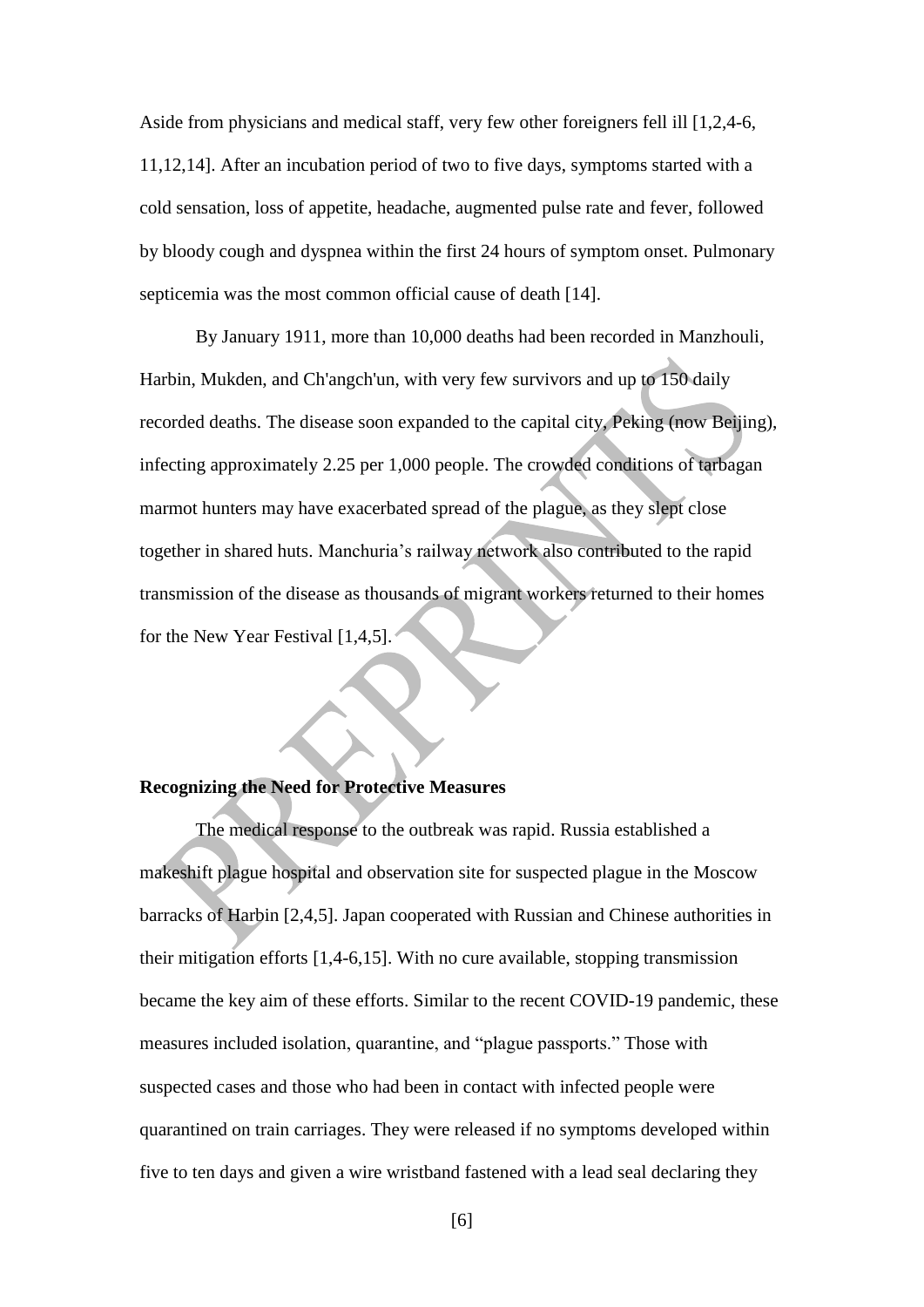Aside from physicians and medical staff, very few other foreigners fell ill [1,2,4-6, 11,12,14]. After an incubation period of two to five days, symptoms started with a cold sensation, loss of appetite, headache, augmented pulse rate and fever, followed by bloody cough and dyspnea within the first 24 hours of symptom onset. Pulmonary septicemia was the most common official cause of death [14].

By January 1911, more than 10,000 deaths had been recorded in Manzhouli, Harbin, Mukden, and Ch'angch'un, with very few survivors and up to 150 daily recorded deaths. The disease soon expanded to the capital city, Peking (now Beijing), infecting approximately 2.25 per 1,000 people. The crowded conditions of tarbagan marmot hunters may have exacerbated spread of the plague, as they slept close together in shared huts. Manchuria's railway network also contributed to the rapid transmission of the disease as thousands of migrant workers returned to their homes for the New Year Festival [1,4,5].

**Recognizing the Need for Protective Measures**

The medical response to the outbreak was rapid. Russia established a makeshift plague hospital and observation site for suspected plague in the Moscow barracks of Harbin [2,4,5]. Japan cooperated with Russian and Chinese authorities in their mitigation efforts [1,4-6,15]. With no cure available, stopping transmission became the key aim of these efforts. Similar to the recent COVID-19 pandemic, these measures included isolation, quarantine, and "plague passports." Those with suspected cases and those who had been in contact with infected people were quarantined on train carriages. They were released if no symptoms developed within five to ten days and given a wire wristband fastened with a lead seal declaring they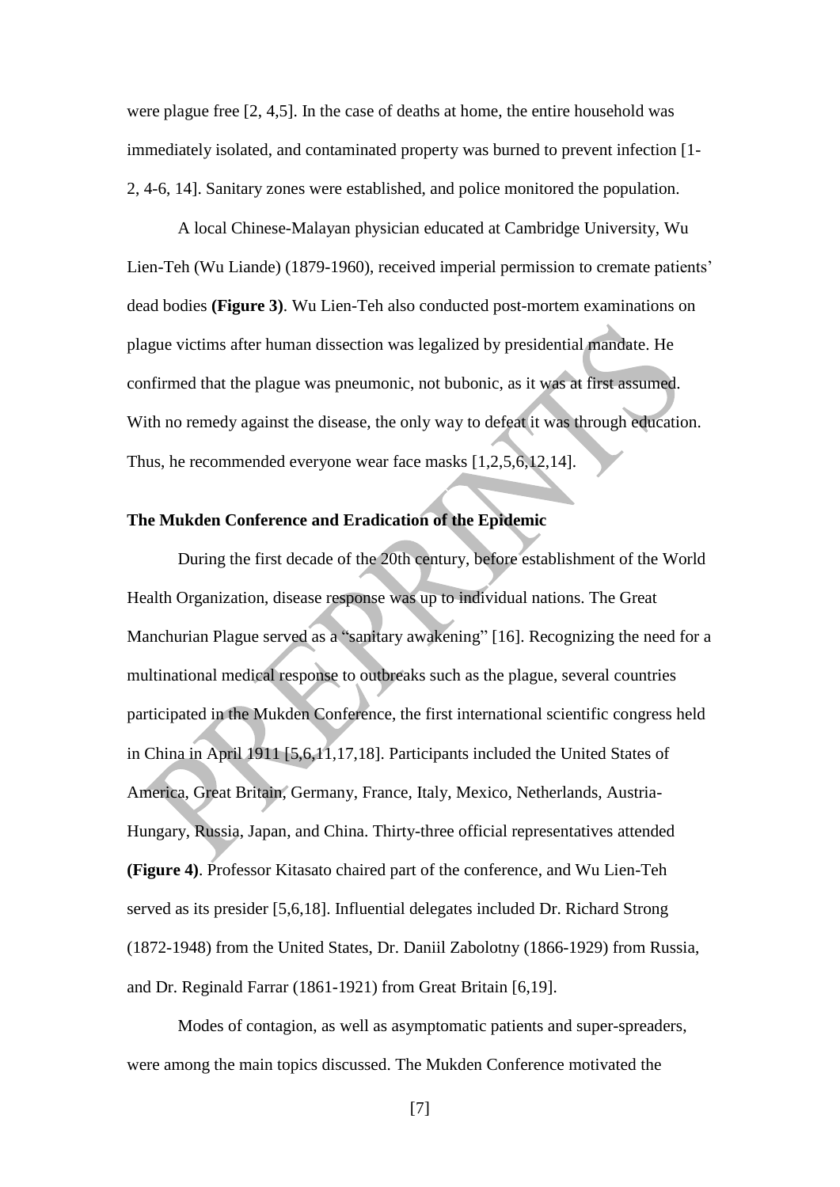were plague free [2, 4,5]. In the case of deaths at home, the entire household was immediately isolated, and contaminated property was burned to prevent infection [1-2, 4-6, 14]. Sanitary zones were established, and police monitored the population.

A local Chinese-Malayan physician educated at Cambridge University, Wu Lien-Teh (Wu Liande) (1879-1960), received imperial permission to cremate patients' dead bodies **(Figure 3)**. Wu Lien-Teh also conducted post-mortem examinations on plague victims after human dissection was legalized by presidential mandate. He confirmed that the plague was pneumonic, not bubonic, as it was at first assumed. With no remedy against the disease, the only way to defeat it was through education. Thus, he recommended everyone wear face masks [1,2,5,6,12,14].

## The Mukden Conference and Eradication of the Epidemic

During the first decade of the 20th century, before establishment of the World Health Organization, disease response was up to individual nations. The Great Manchurian Plague served as a "sanitary awakening" [16]. Recognizing the need for a multinational medical response to outbreaks such as the plague, several countries participated in the Mukden Conference, the first international scientific congress held in China in April 1911 [5,6,11,17,18]. Participants included the United States of America, Great Britain, Germany, France, Italy, Mexico, Netherlands, Austria-Hungary, Russia, Japan, and China. Thirty-three official representatives attended **(Figure 4)**. Professor Kitasato chaired part of the conference, and Wu Lien-Teh served as its presider [5,6,18]. Influential delegates included Dr. Richard Strong (1872-1948) from the United States, Dr. Daniil Zabolotny (1866-1929) from Russia, and Dr. Reginald Farrar (1861-1921) from Great Britain [6,19].

Modes of contagion, as well as asymptomatic patients and super-spreaders, were among the main topics discussed. The Mukden Conference motivated the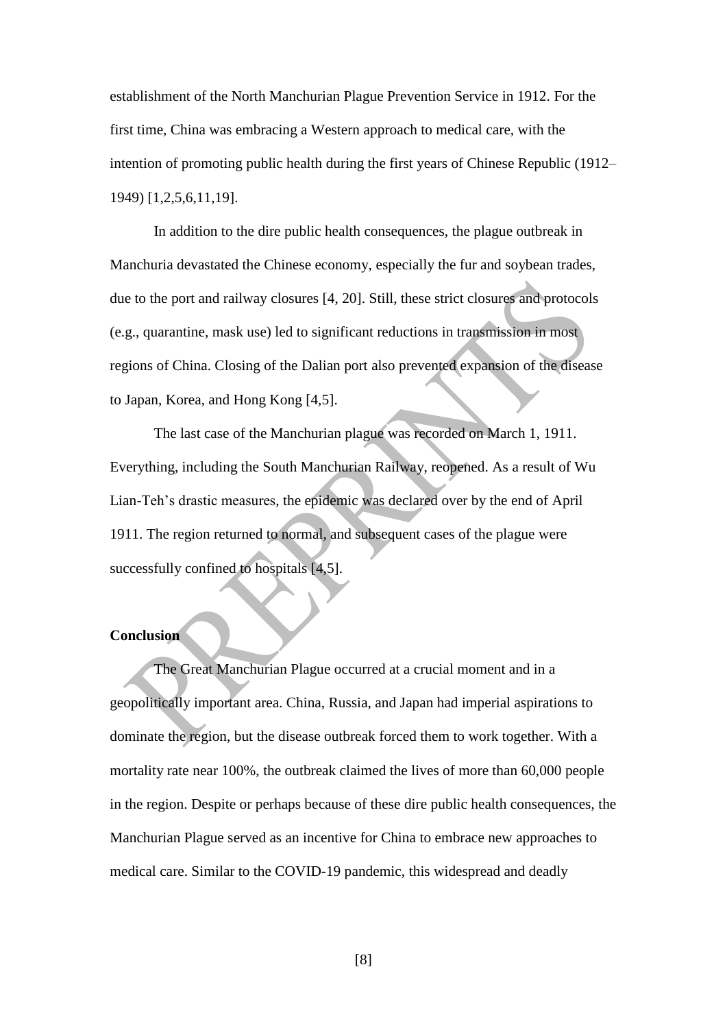establishment of the North Manchurian Plague Prevention Service in 1912. For the first time, China was embracing a Western approach to medical care, with the intention of promoting public health during the first years of Chinese Republic (1912–1949) [1,2,5,6,11,19].

In addition to the dire public health consequences, the plague outbreak in Manchuria devastated the Chinese economy, especially the fur and soybean trades, due to the port and railway closures [4, 20]. Still, these strict closures and protocols (e.g., quarantine, mask use) led to significant reductions in transmission in most regions of China. Closing of the Dalian port also prevented expansion of the disease to Japan, Korea, and Hong Kong [4,5].

The last case of the Manchurian plague was recorded on March 1, 1911. Everything, including the South Manchurian Railway, reopened. As a result of Wu Lian-Teh's drastic measures, the epidemic was declared over by the end of April 1911. The region returned to normal, and subsequent cases of the plague were successfully confined to hospitals [4,5].

## Conclusion

The Great Manchurian Plague occurred at a crucial moment and in a geopolitically important area. China, Russia, and Japan had imperial aspirations to dominate the region, but the disease outbreak forced them to work together. With a mortality rate near 100%, the outbreak claimed the lives of more than 60,000 people in the region. Despite or perhaps because of these dire public health consequences, the Manchurian Plague served as an incentive for China to embrace new approaches to medical care. Similar to the COVID-19 pandemic, this widespread and deadly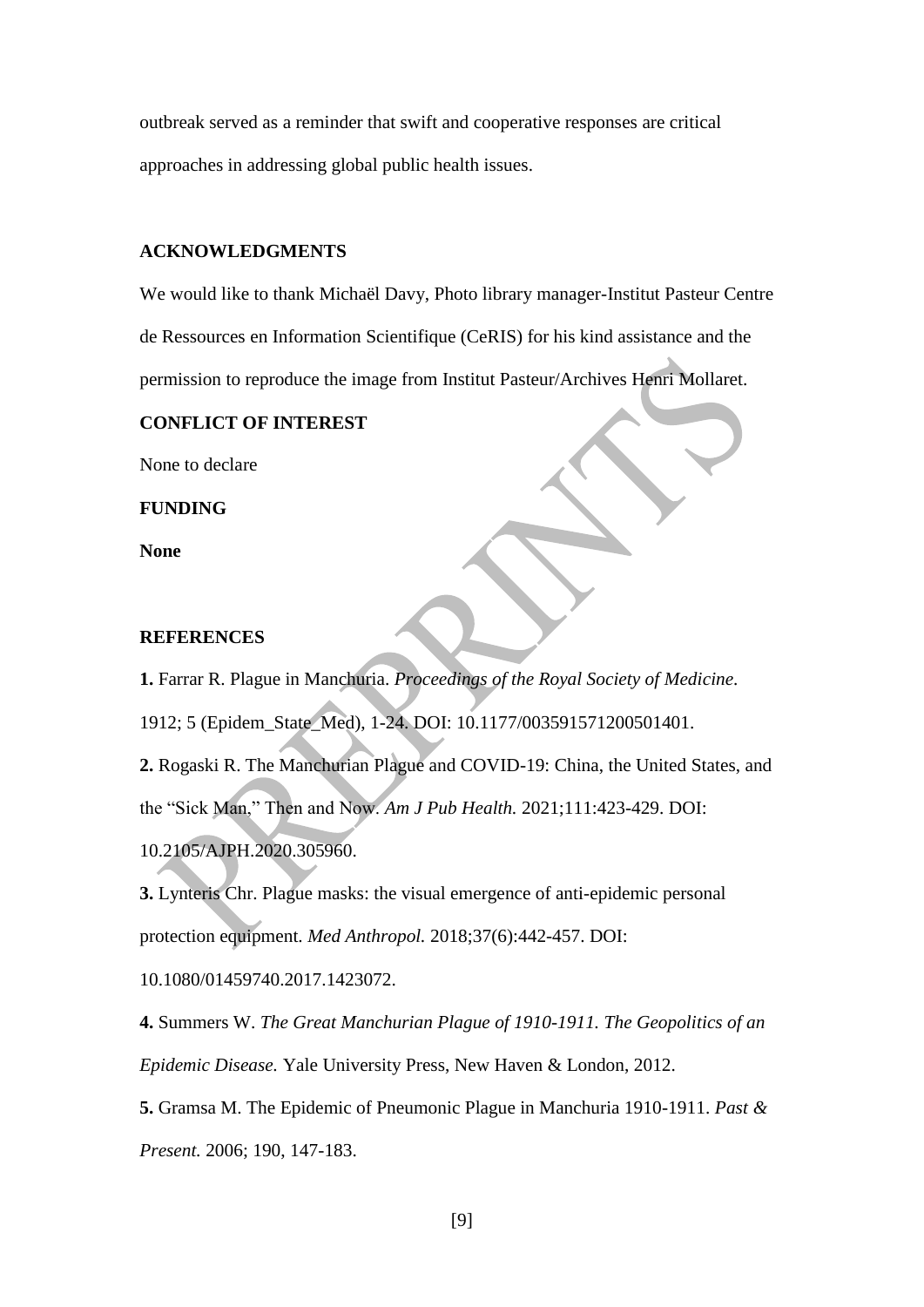outbreak served as a reminder that swift and cooperative responses are critical approaches in addressing global public health issues.

## ACKNOWLEDGMENTS

We would like to thank Michaël Davy, Photo library manager-Institut Pasteur Centre de Ressources en Information Scientifique (CeRIS) for his kind assistance and the permission to reproduce the image from Institut Pasteur/Archives Henri Mollaret.

## CONFLICT OF INTEREST

None to declare

## FUNDING

**None**

## REFERENCES

**1.** Farrar R. Plague in Manchuria. *Proceedings of the Royal Society of Medicine*. 1912; 5 (Epidem_State_Med), 1-24. DOI: 10.1177/003591571200501401.

**2.** Rogaski R. The Manchurian Plague and COVID-19: China, the United States, and the "Sick Man," Then and Now. *Am J Pub Health.* 2021;111:423-429. DOI: 10.2105/AJPH.2020.305960.

**3.** Lynteris Chr. Plague masks: the visual emergence of anti-epidemic personal protection equipment. *Med Anthropol.* 2018;37(6):442-457. DOI: 10.1080/01459740.2017.1423072.

**4.** Summers W. *The Great Manchurian Plague of 1910-1911. The Geopolitics of an Epidemic Disease.* Yale University Press, New Haven & London, 2012.

**5.** Gramsa M. The Epidemic of Pneumonic Plague in Manchuria 1910-1911. *Past & Present.* 2006; 190, 147-183.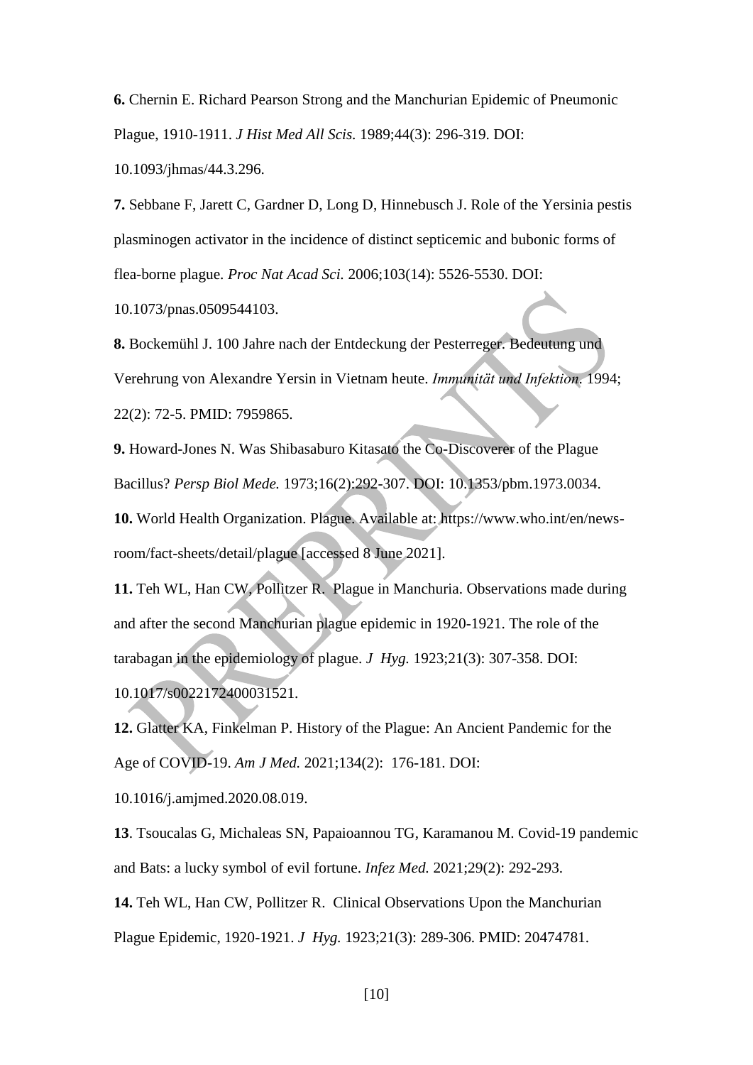**6.** Chernin E. Richard Pearson Strong and the Manchurian Epidemic of Pneumonic Plague, 1910-1911. *J Hist Med All Scis.* 1989;44(3): 296-319. DOI: 10.1093/jhmas/44.3.296.

**7.** Sebbane F, Jarett C, Gardner D, Long D, Hinnebusch J. Role of the Yersinia pestis plasminogen activator in the incidence of distinct septicemic and bubonic forms of flea-borne plague. *Proc Nat Acad Sci.* 2006;103(14): 5526-5530. DOI: 10.1073/pnas.0509544103.

**8.** Bockemühl J. 100 Jahre nach der Entdeckung der Pesterreger. Bedeutung und Verehrung von Alexandre Yersin in Vietnam heute. *Immunität und Infektion*. 1994; 22(2): 72-5. PMID: 7959865.

**9.** Howard-Jones N. Was Shibasaburo Kitasato the Co-Discoverer of the Plague Bacillus? *Persp Biol Mede.* 1973;16(2):292-307. DOI: 10.1353/pbm.1973.0034.

**10.** World Health Organization. Plague. Available at: https://www.who.int/en/news-room/fact-sheets/detail/plague [accessed 8 June 2021].

**11.** Teh WL, Han CW, Pollitzer R. Plague in Manchuria. Observations made during and after the second Manchurian plague epidemic in 1920-1921. The role of the tarabagan in the epidemiology of plague. *J Hyg.* 1923;21(3): 307-358. DOI: 10.1017/s0022172400031521.

**12.** Glatter KA, Finkelman P. History of the Plague: An Ancient Pandemic for the Age of COVID-19. *Am J Med.* 2021;134(2): 176-181. DOI: 10.1016/j.amjmed.2020.08.019.

**13**. Tsoucalas G, Michaleas SN, Papaioannou TG, Karamanou M. Covid-19 pandemic and Bats: a lucky symbol of evil fortune. *Infez Med.* 2021;29(2): 292-293.

**14.** Teh WL, Han CW, Pollitzer R. Clinical Observations Upon the Manchurian Plague Epidemic, 1920-1921. *J Hyg.* 1923;21(3): 289-306. PMID: 20474781.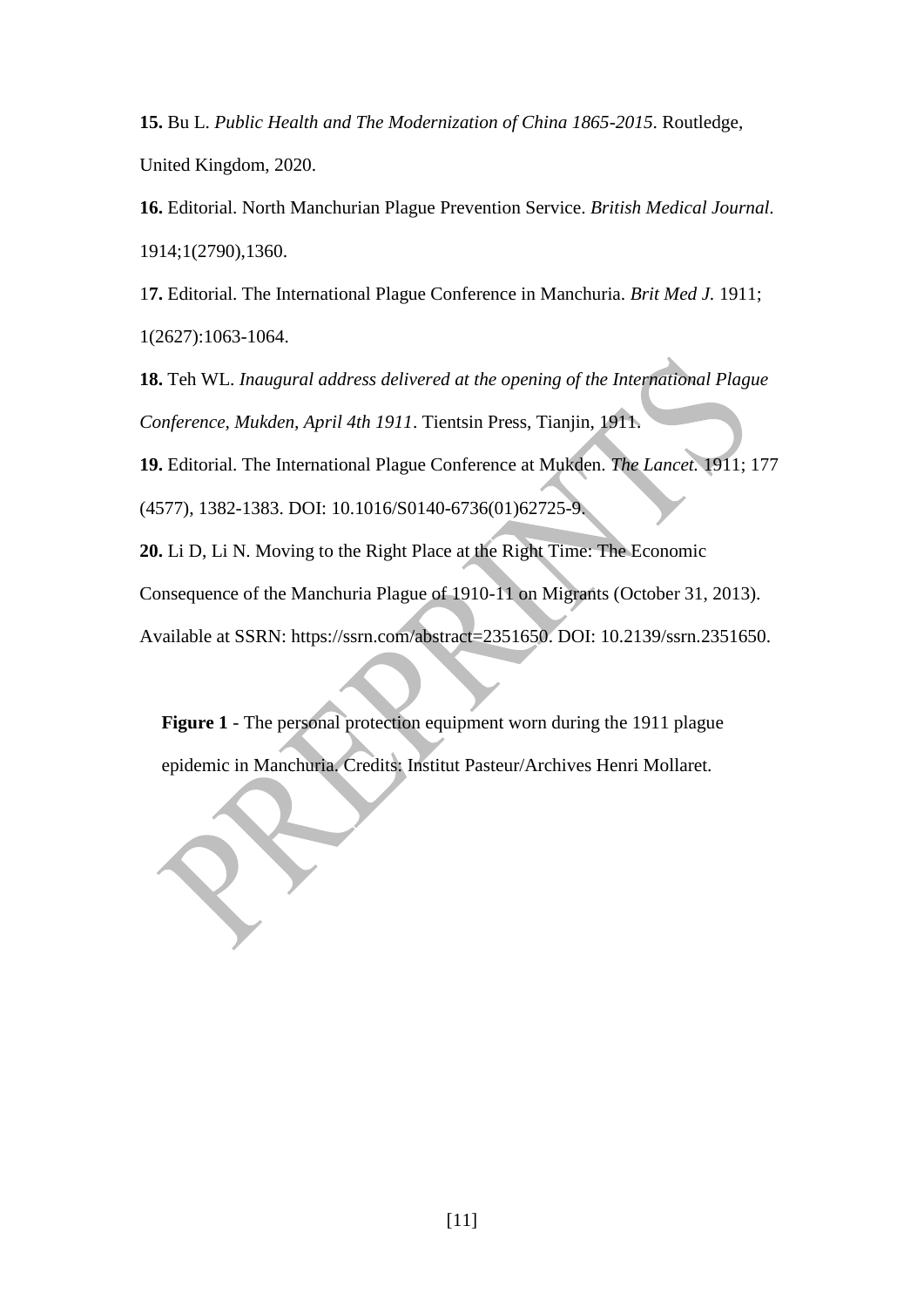**15.** Bu L. *Public Health and The Modernization of China 1865-2015*. Routledge, United Kingdom, 2020.

**16.** Editorial. North Manchurian Plague Prevention Service. *British Medical Journal.* 1914;1(2790),1360.

1**7.** Editorial. The International Plague Conference in Manchuria. *Brit Med J.* 1911; 1(2627):1063-1064.

**18.** Teh WL. *Inaugural address delivered at the opening of the International Plague Conference, Mukden, April 4th 1911*. Tientsin Press, Tianjin, 1911.

**19.** Editorial. The International Plague Conference at Mukden. *The Lancet.* 1911; 177 (4577), 1382-1383. DOI: 10.1016/S0140-6736(01)62725-9.

**20.** Li D, Li N. Moving to the Right Place at the Right Time: The Economic Consequence of the Manchuria Plague of 1910-11 on Migrants (October 31, 2013). Available at SSRN: https://ssrn.com/abstract=2351650. DOI: 10.2139/ssrn.2351650.

**Figure 1** - The personal protection equipment worn during the 1911 plague epidemic in Manchuria. Credits: Institut Pasteur/Archives Henri Mollaret.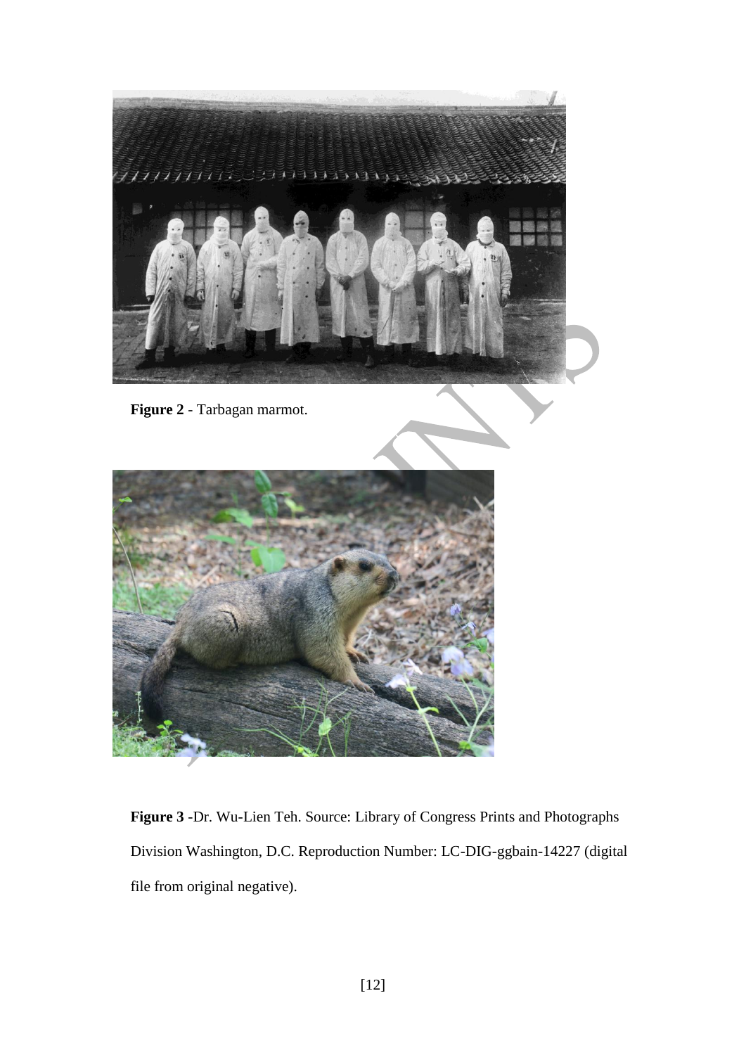**Figure 2** - Tarbagan marmot.

**Figure 3** -Dr. Wu-Lien Teh. Source: Library of Congress Prints and Photographs Division Washington, D.C. Reproduction Number: LC-DIG-ggbain-14227 (digital file from original negative).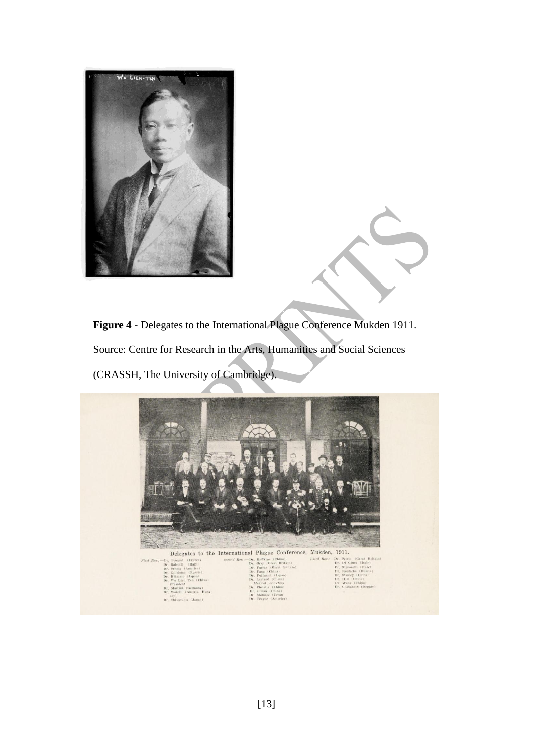**Figure 4** - Delegates to the International Plague Conference Mukden 1911.

Source: Centre for Research in the Arts, Humanities and Social Sciences (CRASSH, The University of Cambridge).